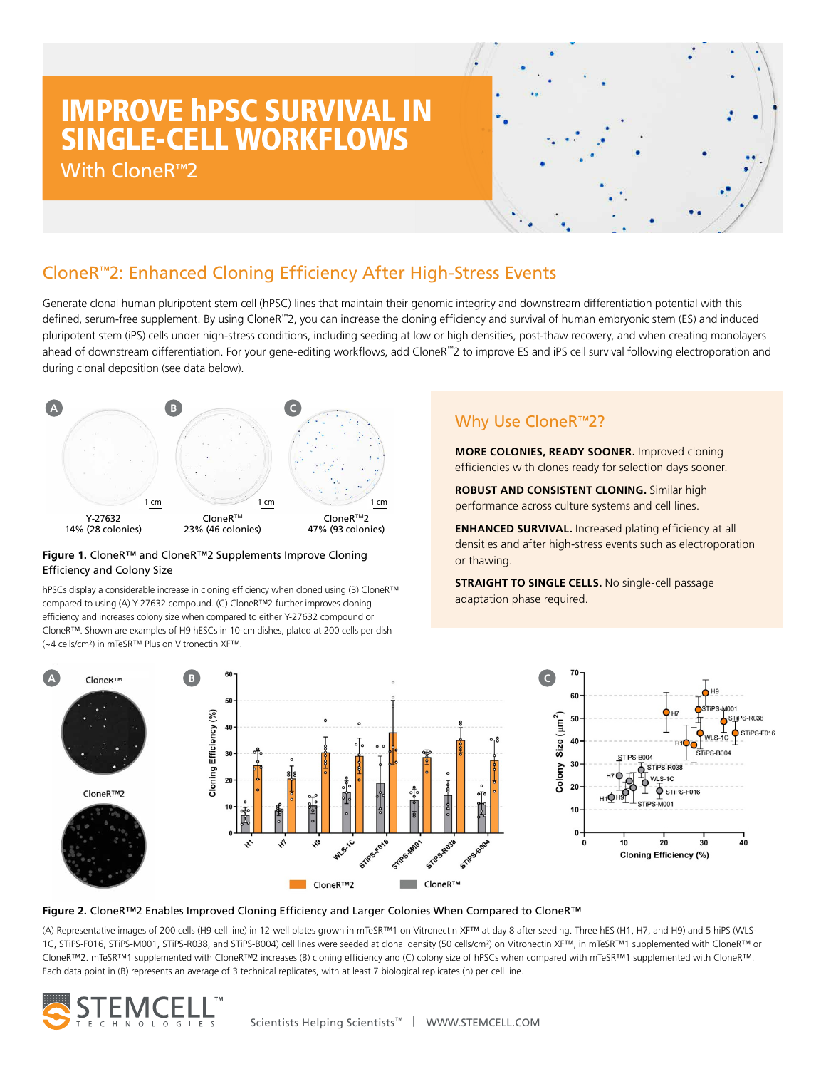# IMPROVE hPSC SURVIVAL IN SINGLE-CELL WORKFLOWS

With CloneR™2

## CloneR™2: Enhanced Cloning Efficiency After High-Stress Events

Generate clonal human pluripotent stem cell (hPSC) lines that maintain their genomic integrity and downstream differentiation potential with this defined, serum-free supplement. By using CloneR™2, you can increase the cloning efficiency and survival of human embryonic stem (ES) and induced pluripotent stem (iPS) cells under high-stress conditions, including seeding at low or high densities, post-thaw recovery, and when creating monolayers ahead of downstream differentiation. For your gene-editing workflows, add CloneR™2 to improve ES and iPS cell survival following electroporation and during clonal deposition (see data below).

A: Y-27632, 14% (28 colonies)
B: CloneR™, 23% (46 colonies)
C: CloneR™2, 47% (93 colonies)

**Figure 1.** CloneR™ and CloneR™2 Supplements Improve Cloning Efficiency and Colony Size

hPSCs display a considerable increase in cloning efficiency when cloned using (B) CloneR™ compared to using (A) Y-27632 compound. (C) CloneR™2 further improves cloning efficiency and increases colony size when compared to either Y-27632 compound or CloneR™. Shown are examples of H9 hESCs in 10-cm dishes, plated at 200 cells per dish (~4 cells/cm²) in mTeSR™ Plus on Vitronectin XF™.

### Why Use CloneR™2?

**MORE COLONIES, READY SOONER.** Improved cloning efficiencies with clones ready for selection days sooner.

**ROBUST AND CONSISTENT CLONING.** Similar high performance across culture systems and cell lines.

**ENHANCED SURVIVAL.** Increased plating efficiency at all densities and after high-stress events such as electroporation or thawing.

**STRAIGHT TO SINGLE CELLS.** No single-cell passage adaptation phase required.

**Figure 2.** CloneR™2 Enables Improved Cloning Efficiency and Larger Colonies When Compared to CloneR™

(A) Representative images of 200 cells (H9 cell line) in 12-well plates grown in mTeSR™1 on Vitronectin XF™ at day 8 after seeding. Three hES (H1, H7, and H9) and 5 hiPS (WLS-1C, STiPS-F016, STiPS-M001, STiPS-R038, and STiPS-B004) cell lines were seeded at clonal density (50 cells/cm²) on Vitronectin XF™, in mTeSR™1 supplemented with CloneR™ or CloneR™2. mTeSR™1 supplemented with CloneR™2 increases (B) cloning efficiency and (C) colony size of hPSCs when compared with mTeSR™1 supplemented with CloneR™. Each data point in (B) represents an average of 3 technical replicates, with at least 7 biological replicates (n) per cell line.

Scientists Helping Scientists™ | WWW.STEMCELL.COM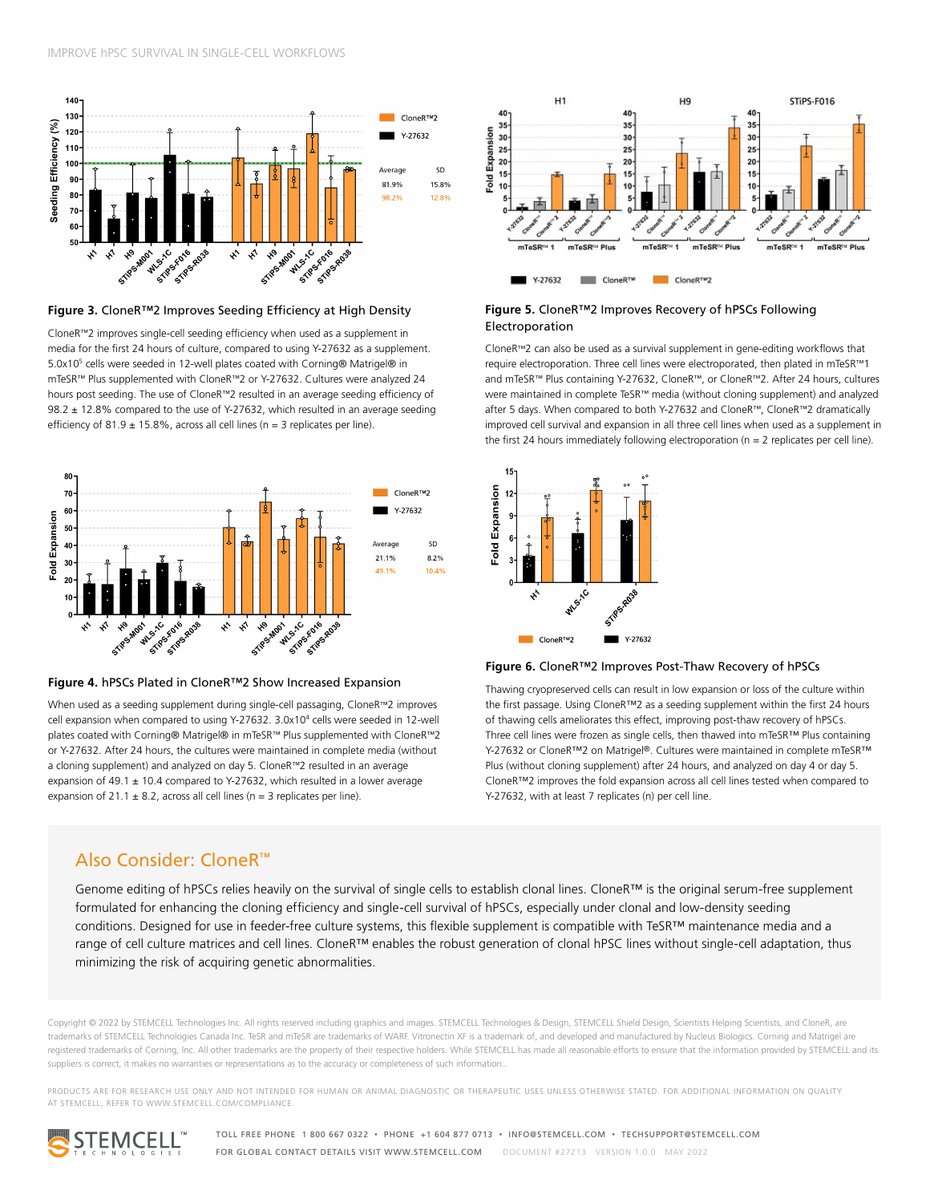140
130
120
110
100
90
80
70
60
50

Seeding Efficiency (%)

H1 H7 H9 STiPS-M001 WLS-1C STiPS-F016 STiPS-R038 H1 H7 H9 STiPS-M001 WLS-1C STiPS-F016 STiPS-R038

CloneR™2
Y-27632

Average SD
81.9% 15.8%
98.2% 12.8%

**Figure 3.** CloneR™2 Improves Seeding Efficiency at High Density

CloneR™2 improves single-cell seeding efficiency when used as a supplement in media for the first 24 hours of culture, compared to using Y-27632 as a supplement. $5.0 \times 10^5$ cells were seeded in 12-well plates coated with Corning® Matrigel® in mTeSR™ Plus supplemented with CloneR™2 or Y-27632. Cultures were analyzed 24 hours post seeding. The use of CloneR™2 resulted in an average seeding efficiency of 98.2 ± 12.8% compared to the use of Y-27632, which resulted in an average seeding efficiency of 81.9 ± 15.8%, across all cell lines (n = 3 replicates per line).

H1 H9 STiPS-F016

Fold Expansion

40 35 30 25 20 15 10 5 0

Y-27632 CloneR™ CloneR™2 Y-27632 CloneR™ CloneR™2

mTeSR™1 mTeSR™ Plus

Y-27632 CloneR™ CloneR™2

**Figure 5.** CloneR™2 Improves Recovery of hPSCs Following Electroporation

CloneR™2 can also be used as a survival supplement in gene-editing workflows that require electroporation. Three cell lines were electroporated, then plated in mTeSR™1 and mTeSR™ Plus containing Y-27632, CloneR™, or CloneR™2. After 24 hours, cultures were maintained in complete TeSR™ media (without cloning supplement) and analyzed after 5 days. When compared to both Y-27632 and CloneR™, CloneR™2 dramatically improved cell survival and expansion in all three cell lines when used as a supplement in the first 24 hours immediately following electroporation (n = 2 replicates per cell line).

80
70
60
50
40
30
20
10
0

Fold Expansion

H1 H7 H9 STiPS-M001 WLS-1C STiPS-F016 STiPS-R038 H1 H7 H9 STiPS-M001 WLS-1C STiPS-F016 STiPS-R038

CloneR™2
Y-27632

Average SD
21.1% 8.2%
49.1% 10.4%

**Figure 4.** hPSCs Plated in CloneR™2 Show Increased Expansion

When used as a seeding supplement during single-cell passaging, CloneR™2 improves cell expansion when compared to using Y-27632. $3.0 \times 10^4$ cells were seeded in 12-well plates coated with Corning® Matrigel® in mTeSR™ Plus supplemented with CloneR™2 or Y-27632. After 24 hours, the cultures were maintained in complete media (without a cloning supplement) and analyzed on day 5. CloneR™2 resulted in an average expansion of 49.1 ± 10.4 compared to Y-27632, which resulted in a lower average expansion of 21.1 ± 8.2, across all cell lines (n = 3 replicates per line).

15
12
9
6
3
0

Fold Expansion

H1 WLS-1C STiPS-R038

CloneR™2 Y-27632

**Figure 6.** CloneR™2 Improves Post-Thaw Recovery of hPSCs

Thawing cryopreserved cells can result in low expansion or loss of the culture within the first passage. Using CloneR™2 as a seeding supplement within the first 24 hours of thawing cells ameliorates this effect, improving post-thaw recovery of hPSCs. Three cell lines were frozen as single cells, then thawed into mTeSR™ Plus containing Y-27632 or CloneR™2 on Matrigel®. Cultures were maintained in complete mTeSR™ Plus (without cloning supplement) after 24 hours, and analyzed on day 4 or day 5. CloneR™2 improves the fold expansion across all cell lines tested when compared to Y-27632, with at least 7 replicates (n) per cell line.

## Also Consider: CloneR™

Genome editing of hPSCs relies heavily on the survival of single cells to establish clonal lines. CloneR™ is the original serum-free supplement formulated for enhancing the cloning efficiency and single-cell survival of hPSCs, especially under clonal and low-density seeding conditions. Designed for use in feeder-free culture systems, this flexible supplement is compatible with TeSR™ maintenance media and a range of cell culture matrices and cell lines. CloneR™ enables the robust generation of clonal hPSC lines without single-cell adaptation, thus minimizing the risk of acquiring genetic abnormalities.

Copyright © 2022 by STEMCELL Technologies Inc. All rights reserved including graphics and images. STEMCELL Technologies & Design, STEMCELL Shield Design, Scientists Helping Scientists, and CloneR, are trademarks of STEMCELL Technologies Canada Inc. TeSR and mTeSR are trademarks of WARF. Vitronectin XF is a trademark of, and developed and manufactured by Nucleus Biologics. Corning and Matrigel are registered trademarks of Corning, Inc. All other trademarks are the property of their respective holders. While STEMCELL has made all reasonable efforts to ensure that the information provided by STEMCELL and its suppliers is correct, it makes no warranties or representations as to the accuracy or completeness of such information.

PRODUCTS ARE FOR RESEARCH USE ONLY AND NOT INTENDED FOR HUMAN OR ANIMAL DIAGNOSTIC OR THERAPEUTIC USES UNLESS OTHERWISE STATED. FOR ADDITIONAL INFORMATION ON QUALITY AT STEMCELL, REFER TO WWW.STEMCELL.COM/COMPLIANCE.

STEMCELL™ TECHNOLOGIES

TOLL FREE PHONE 1 800 667 0322 • PHONE +1 604 877 0713 • INFO@STEMCELL.COM • TECHSUPPORT@STEMCELL.COM

FOR GLOBAL CONTACT DETAILS VISIT WWW.STEMCELL.COM DOCUMENT #27213 VERSION 1.0.0 MAY 2022